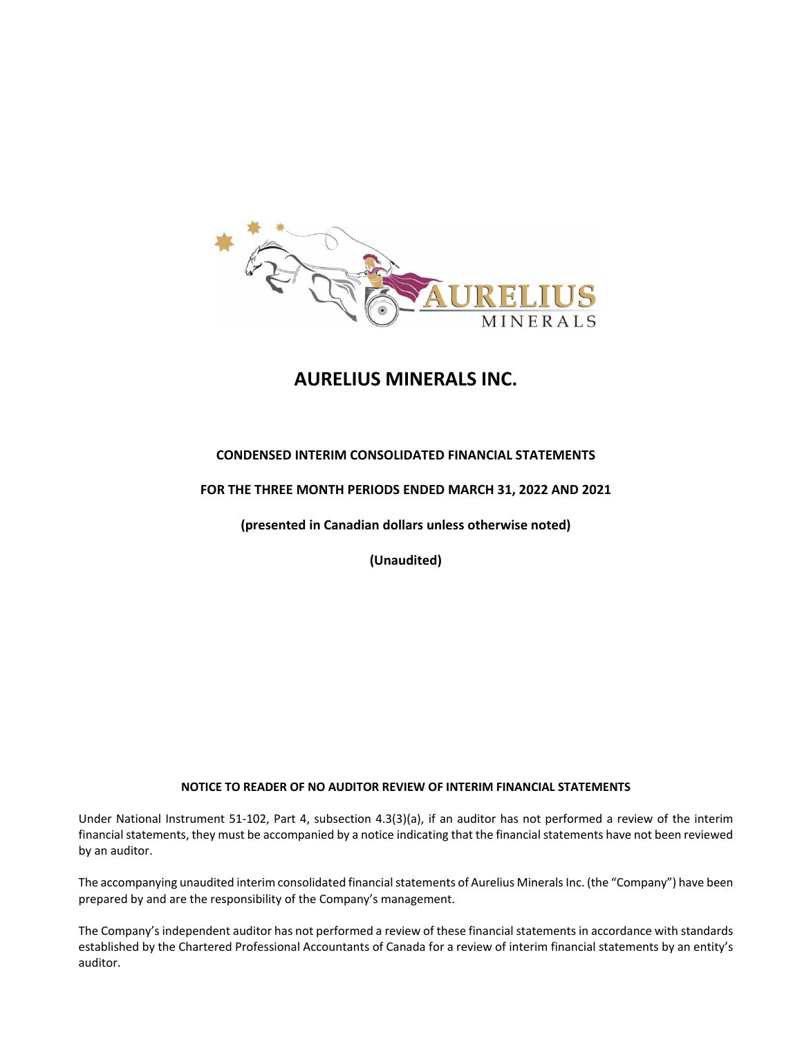# AURELIUS MINERALS INC.

**CONDENSED INTERIM CONSOLIDATED FINANCIAL STATEMENTS**

**FOR THE THREE MONTH PERIODS ENDED MARCH 31, 2022 AND 2021**

**(presented in Canadian dollars unless otherwise noted)**

**(Unaudited)**

**NOTICE TO READER OF NO AUDITOR REVIEW OF INTERIM FINANCIAL STATEMENTS**

Under National Instrument 51-102, Part 4, subsection 4.3(3)(a), if an auditor has not performed a review of the interim financial statements, they must be accompanied by a notice indicating that the financial statements have not been reviewed by an auditor.

The accompanying unaudited interim consolidated financial statements of Aurelius Minerals Inc. (the "Company") have been prepared by and are the responsibility of the Company's management.

The Company's independent auditor has not performed a review of these financial statements in accordance with standards established by the Chartered Professional Accountants of Canada for a review of interim financial statements by an entity's auditor.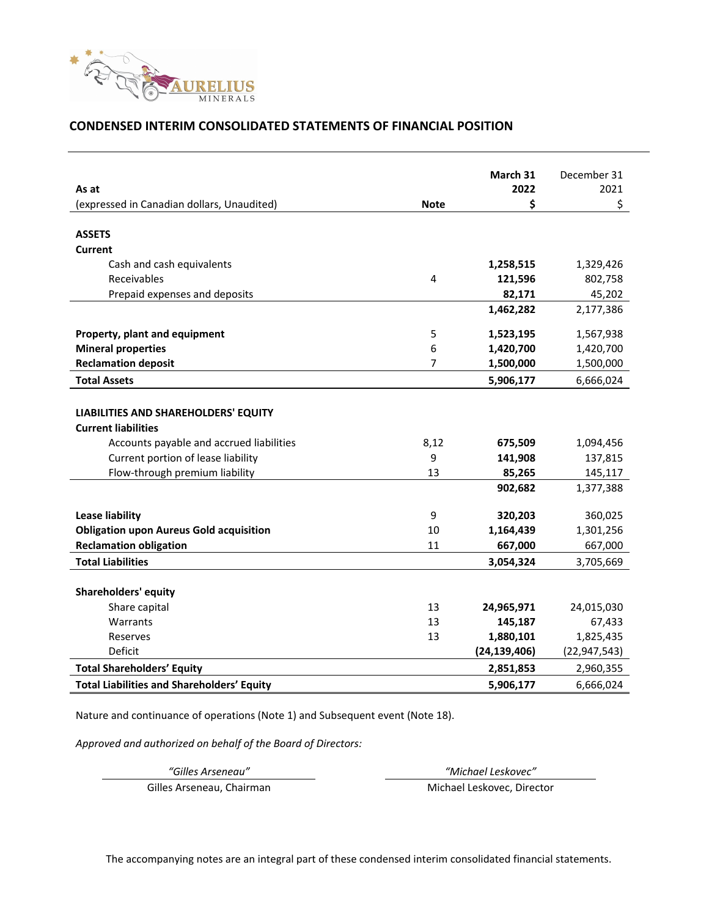## CONDENSED INTERIM CONSOLIDATED STATEMENTS OF FINANCIAL POSITION

| As at<br>(expressed in Canadian dollars, Unaudited) | Note | **March 31 2022 $** | December 31 2021 $ |
|---|---|---|---|
| **ASSETS** | | | |
| **Current** | | | |
| Cash and cash equivalents | | **1,258,515** | 1,329,426 |
| Receivables | 4 | **121,596** | 802,758 |
| Prepaid expenses and deposits | | **82,171** | 45,202 |
| | | **1,462,282** | 2,177,386 |
| **Property, plant and equipment** | 5 | **1,523,195** | 1,567,938 |
| **Mineral properties** | 6 | **1,420,700** | 1,420,700 |
| **Reclamation deposit** | 7 | **1,500,000** | 1,500,000 |
| **Total Assets** | | **5,906,177** | 6,666,024 |
| **LIABILITIES AND SHAREHOLDERS' EQUITY** | | | |
| **Current liabilities** | | | |
| Accounts payable and accrued liabilities | 8,12 | **675,509** | 1,094,456 |
| Current portion of lease liability | 9 | **141,908** | 137,815 |
| Flow-through premium liability | 13 | **85,265** | 145,117 |
| | | **902,682** | 1,377,388 |
| **Lease liability** | 9 | **320,203** | 360,025 |
| **Obligation upon Aureus Gold acquisition** | 10 | **1,164,439** | 1,301,256 |
| **Reclamation obligation** | 11 | **667,000** | 667,000 |
| **Total Liabilities** | | **3,054,324** | 3,705,669 |
| **Shareholders' equity** | | | |
| Share capital | 13 | **24,965,971** | 24,015,030 |
| Warrants | 13 | **145,187** | 67,433 |
| Reserves | 13 | **1,880,101** | 1,825,435 |
| Deficit | | **(24,139,406)** | (22,947,543) |
| **Total Shareholders' Equity** | | **2,851,853** | 2,960,355 |
| **Total Liabilities and Shareholders' Equity** | | **5,906,177** | 6,666,024 |

Nature and continuance of operations (Note 1) and Subsequent event (Note 18).

*Approved and authorized on behalf of the Board of Directors:*

| *"Gilles Arseneau"* | *"Michael Leskovec"* |
|---|---|
| Gilles Arseneau, Chairman | Michael Leskovec, Director |

The accompanying notes are an integral part of these condensed interim consolidated financial statements.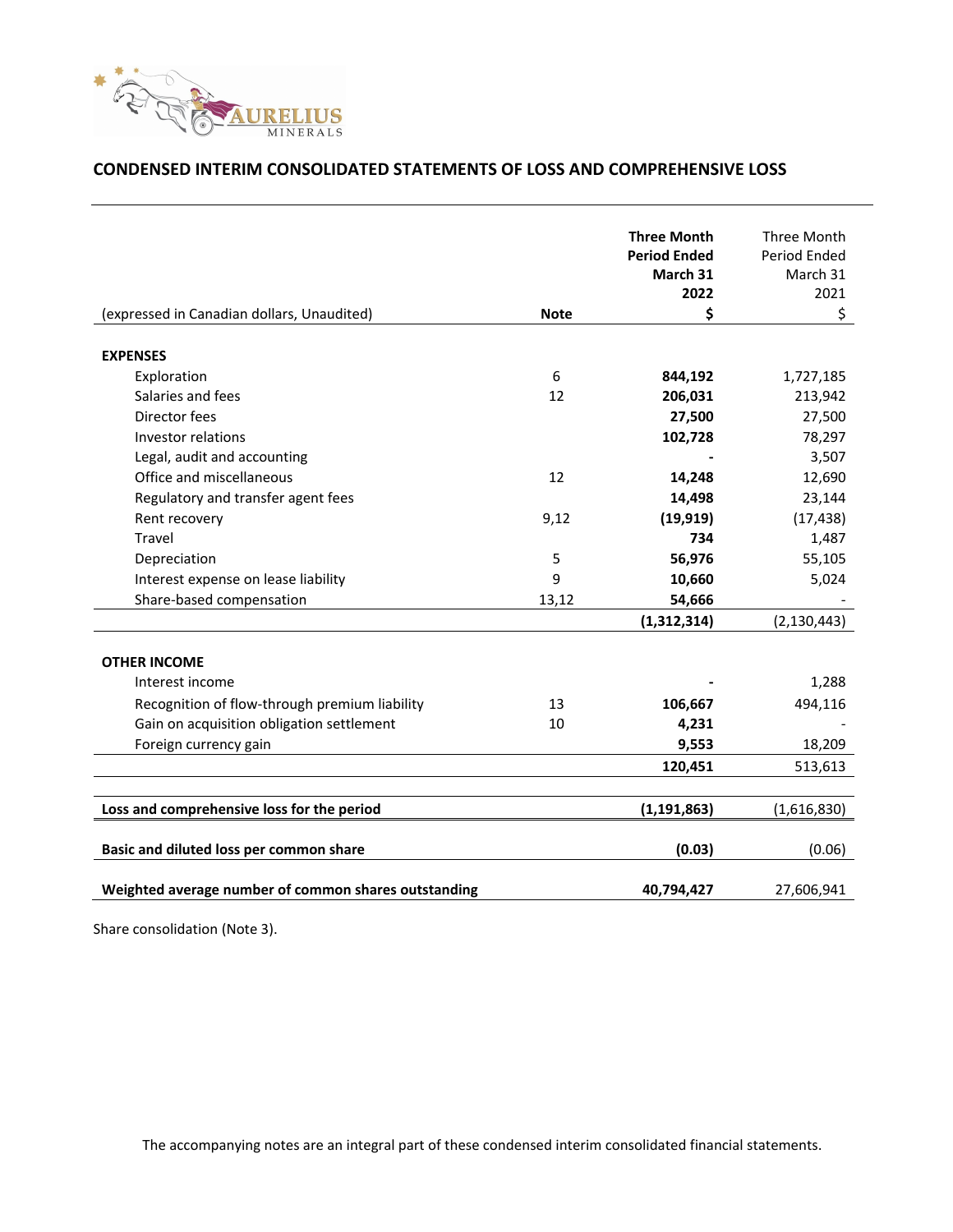## CONDENSED INTERIM CONSOLIDATED STATEMENTS OF LOSS AND COMPREHENSIVE LOSS

| (expressed in Canadian dollars, Unaudited) | Note | **Three Month Period Ended March 31 2022 $** | Three Month Period Ended March 31 2021 $ |
|---|---|---|---|
| **EXPENSES** | | | |
| Exploration | 6 | **844,192** | 1,727,185 |
| Salaries and fees | 12 | **206,031** | 213,942 |
| Director fees | | **27,500** | 27,500 |
| Investor relations | | **102,728** | 78,297 |
| Legal, audit and accounting | | **-** | 3,507 |
| Office and miscellaneous | 12 | **14,248** | 12,690 |
| Regulatory and transfer agent fees | | **14,498** | 23,144 |
| Rent recovery | 9,12 | **(19,919)** | (17,438) |
| Travel | | **734** | 1,487 |
| Depreciation | 5 | **56,976** | 55,105 |
| Interest expense on lease liability | 9 | **10,660** | 5,024 |
| Share-based compensation | 13,12 | **54,666** | - |
| | | **(1,312,314)** | (2,130,443) |
| **OTHER INCOME** | | | |
| Interest income | | **-** | 1,288 |
| Recognition of flow-through premium liability | 13 | **106,667** | 494,116 |
| Gain on acquisition obligation settlement | 10 | **4,231** | - |
| Foreign currency gain | | **9,553** | 18,209 |
| | | **120,451** | 513,613 |
| **Loss and comprehensive loss for the period** | | **(1,191,863)** | (1,616,830) |
| **Basic and diluted loss per common share** | | **(0.03)** | (0.06) |
| **Weighted average number of common shares outstanding** | | **40,794,427** | 27,606,941 |

Share consolidation (Note 3).

The accompanying notes are an integral part of these condensed interim consolidated financial statements.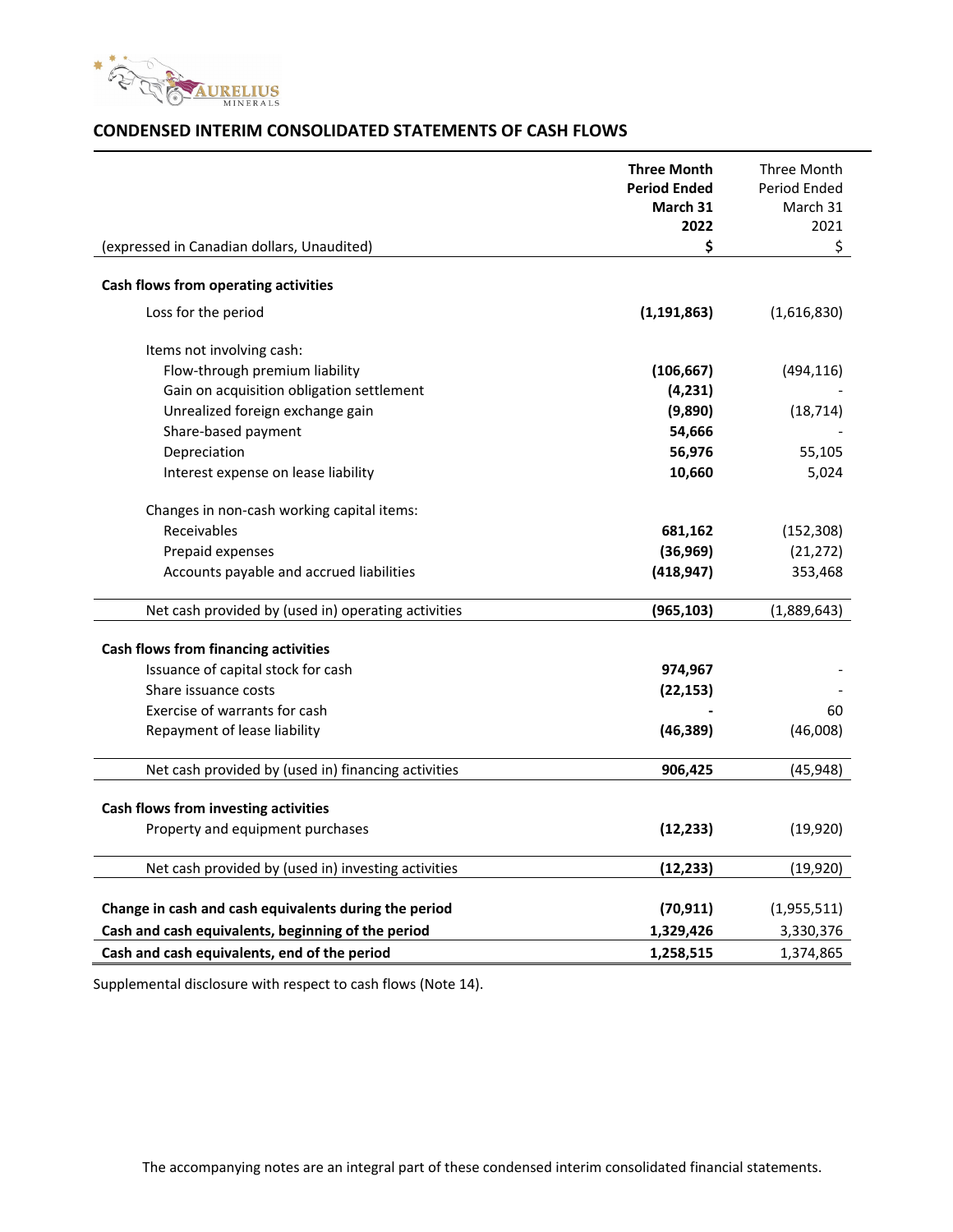## CONDENSED INTERIM CONSOLIDATED STATEMENTS OF CASH FLOWS

| (expressed in Canadian dollars, Unaudited) | **Three Month Period Ended March 31 2022 $** | Three Month Period Ended March 31 2021 $ |
|---|---|---|
| **Cash flows from operating activities** | | |
| Loss for the period | **(1,191,863)** | (1,616,830) |
| Items not involving cash: | | |
| Flow-through premium liability | **(106,667)** | (494,116) |
| Gain on acquisition obligation settlement | **(4,231)** | - |
| Unrealized foreign exchange gain | **(9,890)** | (18,714) |
| Share-based payment | **54,666** | - |
| Depreciation | **56,976** | 55,105 |
| Interest expense on lease liability | **10,660** | 5,024 |
| Changes in non-cash working capital items: | | |
| Receivables | **681,162** | (152,308) |
| Prepaid expenses | **(36,969)** | (21,272) |
| Accounts payable and accrued liabilities | **(418,947)** | 353,468 |
| Net cash provided by (used in) operating activities | **(965,103)** | (1,889,643) |
| **Cash flows from financing activities** | | |
| Issuance of capital stock for cash | **974,967** | - |
| Share issuance costs | **(22,153)** | - |
| Exercise of warrants for cash | **-** | 60 |
| Repayment of lease liability | **(46,389)** | (46,008) |
| Net cash provided by (used in) financing activities | **906,425** | (45,948) |
| **Cash flows from investing activities** | | |
| Property and equipment purchases | **(12,233)** | (19,920) |
| Net cash provided by (used in) investing activities | **(12,233)** | (19,920) |
| **Change in cash and cash equivalents during the period** | **(70,911)** | (1,955,511) |
| **Cash and cash equivalents, beginning of the period** | **1,329,426** | 3,330,376 |
| **Cash and cash equivalents, end of the period** | **1,258,515** | 1,374,865 |

Supplemental disclosure with respect to cash flows (Note 14).

The accompanying notes are an integral part of these condensed interim consolidated financial statements.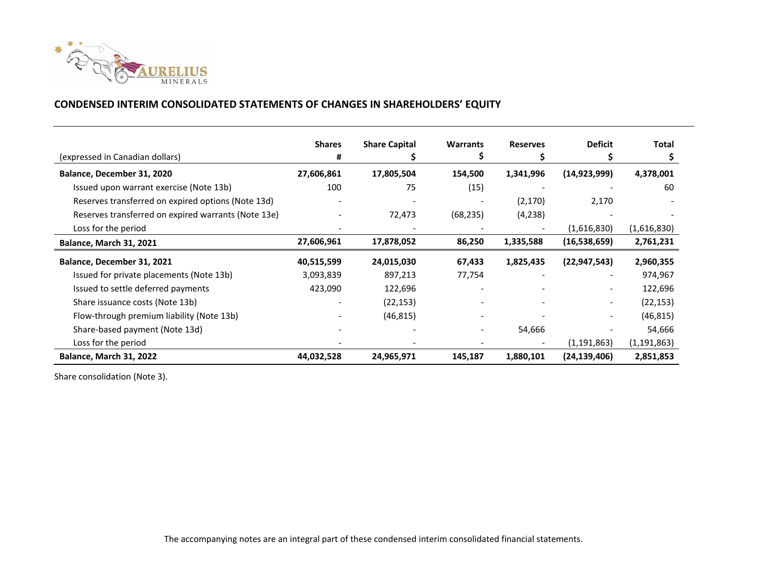## CONDENSED INTERIM CONSOLIDATED STATEMENTS OF CHANGES IN SHAREHOLDERS' EQUITY

| (expressed in Canadian dollars) | Shares # | Share Capital $ | Warrants $ | Reserves $ | Deficit $ | Total $ |
|---|---|---|---|---|---|---|
| **Balance, December 31, 2020** | **27,606,861** | **17,805,504** | **154,500** | **1,341,996** | **(14,923,999)** | **4,378,001** |
| Issued upon warrant exercise (Note 13b) | 100 | 75 | (15) | - | - | 60 |
| Reserves transferred on expired options (Note 13d) | - | - | - | (2,170) | 2,170 | - |
| Reserves transferred on expired warrants (Note 13e) | - | 72,473 | (68,235) | (4,238) | - | - |
| Loss for the period | - | - | - | - | (1,616,830) | (1,616,830) |
| **Balance, March 31, 2021** | **27,606,961** | **17,878,052** | **86,250** | **1,335,588** | **(16,538,659)** | **2,761,231** |
| **Balance, December 31, 2021** | **40,515,599** | **24,015,030** | **67,433** | **1,825,435** | **(22,947,543)** | **2,960,355** |
| Issued for private placements (Note 13b) | 3,093,839 | 897,213 | 77,754 | - | - | 974,967 |
| Issued to settle deferred payments | 423,090 | 122,696 | - | - | - | 122,696 |
| Share issuance costs (Note 13b) | - | (22,153) | - | - | - | (22,153) |
| Flow-through premium liability (Note 13b) | - | (46,815) | - | - | - | (46,815) |
| Share-based payment (Note 13d) | - | - | - | 54,666 | - | 54,666 |
| Loss for the period | - | - | - | - | (1,191,863) | (1,191,863) |
| **Balance, March 31, 2022** | **44,032,528** | **24,965,971** | **145,187** | **1,880,101** | **(24,139,406)** | **2,851,853** |

Share consolidation (Note 3).

The accompanying notes are an integral part of these condensed interim consolidated financial statements.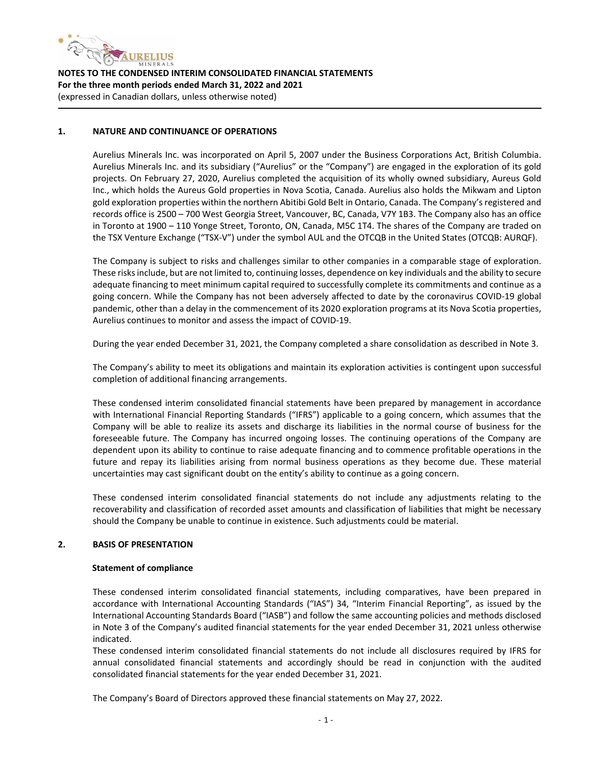**NOTES TO THE CONDENSED INTERIM CONSOLIDATED FINANCIAL STATEMENTS**
**For the three month periods ended March 31, 2022 and 2021**
(expressed in Canadian dollars, unless otherwise noted)

## 1. NATURE AND CONTINUANCE OF OPERATIONS

Aurelius Minerals Inc. was incorporated on April 5, 2007 under the Business Corporations Act, British Columbia. Aurelius Minerals Inc. and its subsidiary ("Aurelius" or the "Company") are engaged in the exploration of its gold projects. On February 27, 2020, Aurelius completed the acquisition of its wholly owned subsidiary, Aureus Gold Inc., which holds the Aureus Gold properties in Nova Scotia, Canada. Aurelius also holds the Mikwam and Lipton gold exploration properties within the northern Abitibi Gold Belt in Ontario, Canada. The Company's registered and records office is 2500 – 700 West Georgia Street, Vancouver, BC, Canada, V7Y 1B3. The Company also has an office in Toronto at 1900 – 110 Yonge Street, Toronto, ON, Canada, M5C 1T4. The shares of the Company are traded on the TSX Venture Exchange ("TSX-V") under the symbol AUL and the OTCQB in the United States (OTCQB: AURQF).

The Company is subject to risks and challenges similar to other companies in a comparable stage of exploration. These risks include, but are not limited to, continuing losses, dependence on key individuals and the ability to secure adequate financing to meet minimum capital required to successfully complete its commitments and continue as a going concern. While the Company has not been adversely affected to date by the coronavirus COVID-19 global pandemic, other than a delay in the commencement of its 2020 exploration programs at its Nova Scotia properties, Aurelius continues to monitor and assess the impact of COVID-19.

During the year ended December 31, 2021, the Company completed a share consolidation as described in Note 3.

The Company's ability to meet its obligations and maintain its exploration activities is contingent upon successful completion of additional financing arrangements.

These condensed interim consolidated financial statements have been prepared by management in accordance with International Financial Reporting Standards ("IFRS") applicable to a going concern, which assumes that the Company will be able to realize its assets and discharge its liabilities in the normal course of business for the foreseeable future. The Company has incurred ongoing losses. The continuing operations of the Company are dependent upon its ability to continue to raise adequate financing and to commence profitable operations in the future and repay its liabilities arising from normal business operations as they become due. These material uncertainties may cast significant doubt on the entity's ability to continue as a going concern.

These condensed interim consolidated financial statements do not include any adjustments relating to the recoverability and classification of recorded asset amounts and classification of liabilities that might be necessary should the Company be unable to continue in existence. Such adjustments could be material.

## 2. BASIS OF PRESENTATION

### Statement of compliance

These condensed interim consolidated financial statements, including comparatives, have been prepared in accordance with International Accounting Standards ("IAS") 34, "Interim Financial Reporting", as issued by the International Accounting Standards Board ("IASB") and follow the same accounting policies and methods disclosed in Note 3 of the Company's audited financial statements for the year ended December 31, 2021 unless otherwise indicated.
These condensed interim consolidated financial statements do not include all disclosures required by IFRS for annual consolidated financial statements and accordingly should be read in conjunction with the audited consolidated financial statements for the year ended December 31, 2021.

The Company's Board of Directors approved these financial statements on May 27, 2022.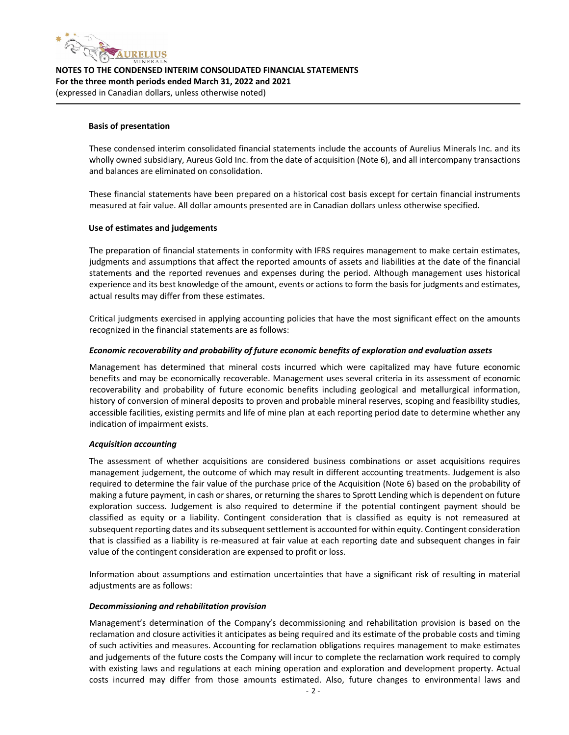**Basis of presentation**

These condensed interim consolidated financial statements include the accounts of Aurelius Minerals Inc. and its wholly owned subsidiary, Aureus Gold Inc. from the date of acquisition (Note 6), and all intercompany transactions and balances are eliminated on consolidation.

These financial statements have been prepared on a historical cost basis except for certain financial instruments measured at fair value. All dollar amounts presented are in Canadian dollars unless otherwise specified.

**Use of estimates and judgements**

The preparation of financial statements in conformity with IFRS requires management to make certain estimates, judgments and assumptions that affect the reported amounts of assets and liabilities at the date of the financial statements and the reported revenues and expenses during the period. Although management uses historical experience and its best knowledge of the amount, events or actions to form the basis for judgments and estimates, actual results may differ from these estimates.

Critical judgments exercised in applying accounting policies that have the most significant effect on the amounts recognized in the financial statements are as follows:

***Economic recoverability and probability of future economic benefits of exploration and evaluation assets***

Management has determined that mineral costs incurred which were capitalized may have future economic benefits and may be economically recoverable. Management uses several criteria in its assessment of economic recoverability and probability of future economic benefits including geological and metallurgical information, history of conversion of mineral deposits to proven and probable mineral reserves, scoping and feasibility studies, accessible facilities, existing permits and life of mine plan at each reporting period date to determine whether any indication of impairment exists.

***Acquisition accounting***

The assessment of whether acquisitions are considered business combinations or asset acquisitions requires management judgement, the outcome of which may result in different accounting treatments. Judgement is also required to determine the fair value of the purchase price of the Acquisition (Note 6) based on the probability of making a future payment, in cash or shares, or returning the shares to Sprott Lending which is dependent on future exploration success. Judgement is also required to determine if the potential contingent payment should be classified as equity or a liability. Contingent consideration that is classified as equity is not remeasured at subsequent reporting dates and its subsequent settlement is accounted for within equity. Contingent consideration that is classified as a liability is re-measured at fair value at each reporting date and subsequent changes in fair value of the contingent consideration are expensed to profit or loss.

Information about assumptions and estimation uncertainties that have a significant risk of resulting in material adjustments are as follows:

***Decommissioning and rehabilitation provision***

Management's determination of the Company's decommissioning and rehabilitation provision is based on the reclamation and closure activities it anticipates as being required and its estimate of the probable costs and timing of such activities and measures. Accounting for reclamation obligations requires management to make estimates and judgements of the future costs the Company will incur to complete the reclamation work required to comply with existing laws and regulations at each mining operation and exploration and development property. Actual costs incurred may differ from those amounts estimated. Also, future changes to environmental laws and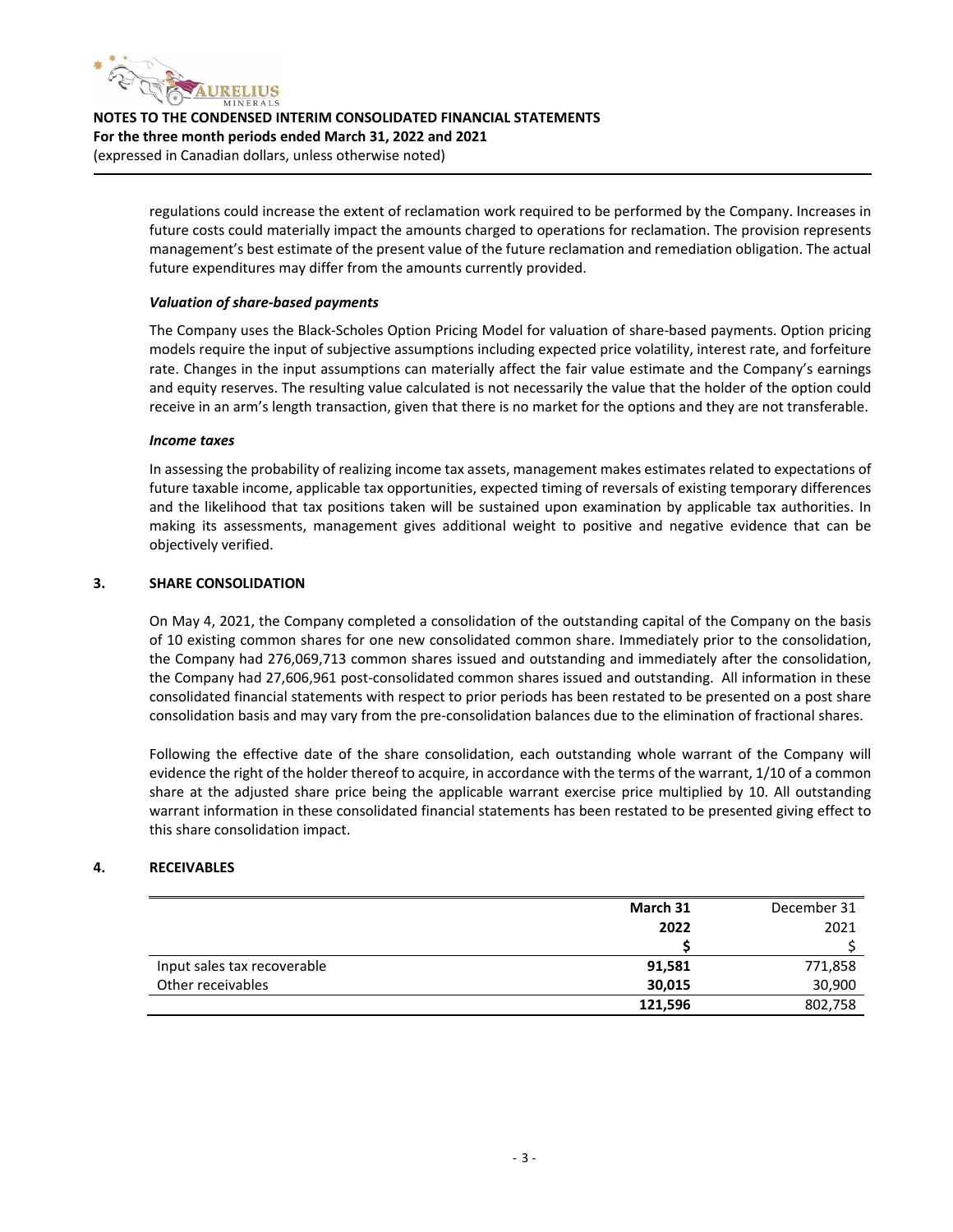regulations could increase the extent of reclamation work required to be performed by the Company. Increases in future costs could materially impact the amounts charged to operations for reclamation. The provision represents management's best estimate of the present value of the future reclamation and remediation obligation. The actual future expenditures may differ from the amounts currently provided.

***Valuation of share-based payments***

The Company uses the Black-Scholes Option Pricing Model for valuation of share-based payments. Option pricing models require the input of subjective assumptions including expected price volatility, interest rate, and forfeiture rate. Changes in the input assumptions can materially affect the fair value estimate and the Company's earnings and equity reserves. The resulting value calculated is not necessarily the value that the holder of the option could receive in an arm's length transaction, given that there is no market for the options and they are not transferable.

***Income taxes***

In assessing the probability of realizing income tax assets, management makes estimates related to expectations of future taxable income, applicable tax opportunities, expected timing of reversals of existing temporary differences and the likelihood that tax positions taken will be sustained upon examination by applicable tax authorities. In making its assessments, management gives additional weight to positive and negative evidence that can be objectively verified.

## 3. SHARE CONSOLIDATION

On May 4, 2021, the Company completed a consolidation of the outstanding capital of the Company on the basis of 10 existing common shares for one new consolidated common share. Immediately prior to the consolidation, the Company had 276,069,713 common shares issued and outstanding and immediately after the consolidation, the Company had 27,606,961 post-consolidated common shares issued and outstanding. All information in these consolidated financial statements with respect to prior periods has been restated to be presented on a post share consolidation basis and may vary from the pre-consolidation balances due to the elimination of fractional shares.

Following the effective date of the share consolidation, each outstanding whole warrant of the Company will evidence the right of the holder thereof to acquire, in accordance with the terms of the warrant, 1/10 of a common share at the adjusted share price being the applicable warrant exercise price multiplied by 10. All outstanding warrant information in these consolidated financial statements has been restated to be presented giving effect to this share consolidation impact.

## 4. RECEIVABLES

| | **March 31 2022** | December 31 2021 |
|---|---|---|
| | **$** | $ |
| Input sales tax recoverable | **91,581** | 771,858 |
| Other receivables | **30,015** | 30,900 |
| | **121,596** | 802,758 |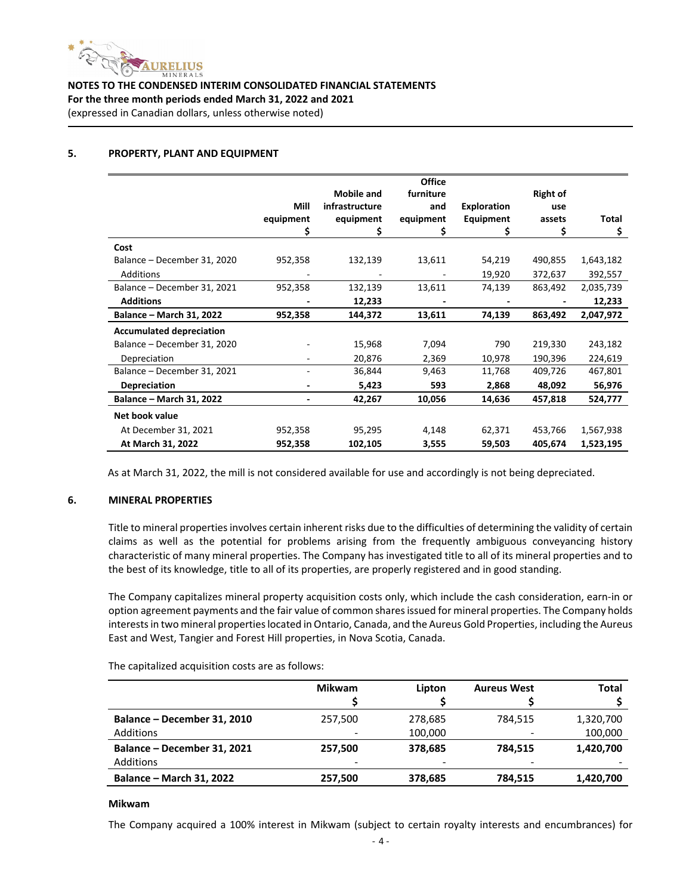## 5. PROPERTY, PLANT AND EQUIPMENT

| | Mill equipment $ | Mobile and infrastructure equipment $ | Office furniture and equipment $ | Exploration Equipment $ | Right of use assets $ | Total $ |
|---|---|---|---|---|---|---|
| **Cost** | | | | | | |
| Balance – December 31, 2020 | 952,358 | 132,139 | 13,611 | 54,219 | 490,855 | 1,643,182 |
| Additions | - | - | - | 19,920 | 372,637 | 392,557 |
| Balance – December 31, 2021 | 952,358 | 132,139 | 13,611 | 74,139 | 863,492 | 2,035,739 |
| **Additions** | **-** | **12,233** | **-** | **-** | **-** | **12,233** |
| **Balance – March 31, 2022** | **952,358** | **144,372** | **13,611** | **74,139** | **863,492** | **2,047,972** |
| **Accumulated depreciation** | | | | | | |
| Balance – December 31, 2020 | - | 15,968 | 7,094 | 790 | 219,330 | 243,182 |
| Depreciation | - | 20,876 | 2,369 | 10,978 | 190,396 | 224,619 |
| Balance – December 31, 2021 | - | 36,844 | 9,463 | 11,768 | 409,726 | 467,801 |
| **Depreciation** | **-** | **5,423** | **593** | **2,868** | **48,092** | **56,976** |
| **Balance – March 31, 2022** | **-** | **42,267** | **10,056** | **14,636** | **457,818** | **524,777** |
| **Net book value** | | | | | | |
| At December 31, 2021 | 952,358 | 95,295 | 4,148 | 62,371 | 453,766 | 1,567,938 |
| **At March 31, 2022** | **952,358** | **102,105** | **3,555** | **59,503** | **405,674** | **1,523,195** |

As at March 31, 2022, the mill is not considered available for use and accordingly is not being depreciated.

## 6. MINERAL PROPERTIES

Title to mineral properties involves certain inherent risks due to the difficulties of determining the validity of certain claims as well as the potential for problems arising from the frequently ambiguous conveyancing history characteristic of many mineral properties. The Company has investigated title to all of its mineral properties and to the best of its knowledge, title to all of its properties, are properly registered and in good standing.

The Company capitalizes mineral property acquisition costs only, which include the cash consideration, earn-in or option agreement payments and the fair value of common shares issued for mineral properties. The Company holds interests in two mineral properties located in Ontario, Canada, and the Aureus Gold Properties, including the Aureus East and West, Tangier and Forest Hill properties, in Nova Scotia, Canada.

The capitalized acquisition costs are as follows:

| | Mikwam $ | Lipton $ | Aureus West $ | Total $ |
|---|---|---|---|---|
| **Balance – December 31, 2010** | 257,500 | 278,685 | 784,515 | 1,320,700 |
| Additions | - | 100,000 | - | 100,000 |
| **Balance – December 31, 2021** | **257,500** | **378,685** | **784,515** | **1,420,700** |
| Additions | - | - | - | - |
| **Balance – March 31, 2022** | **257,500** | **378,685** | **784,515** | **1,420,700** |

**Mikwam**

The Company acquired a 100% interest in Mikwam (subject to certain royalty interests and encumbrances) for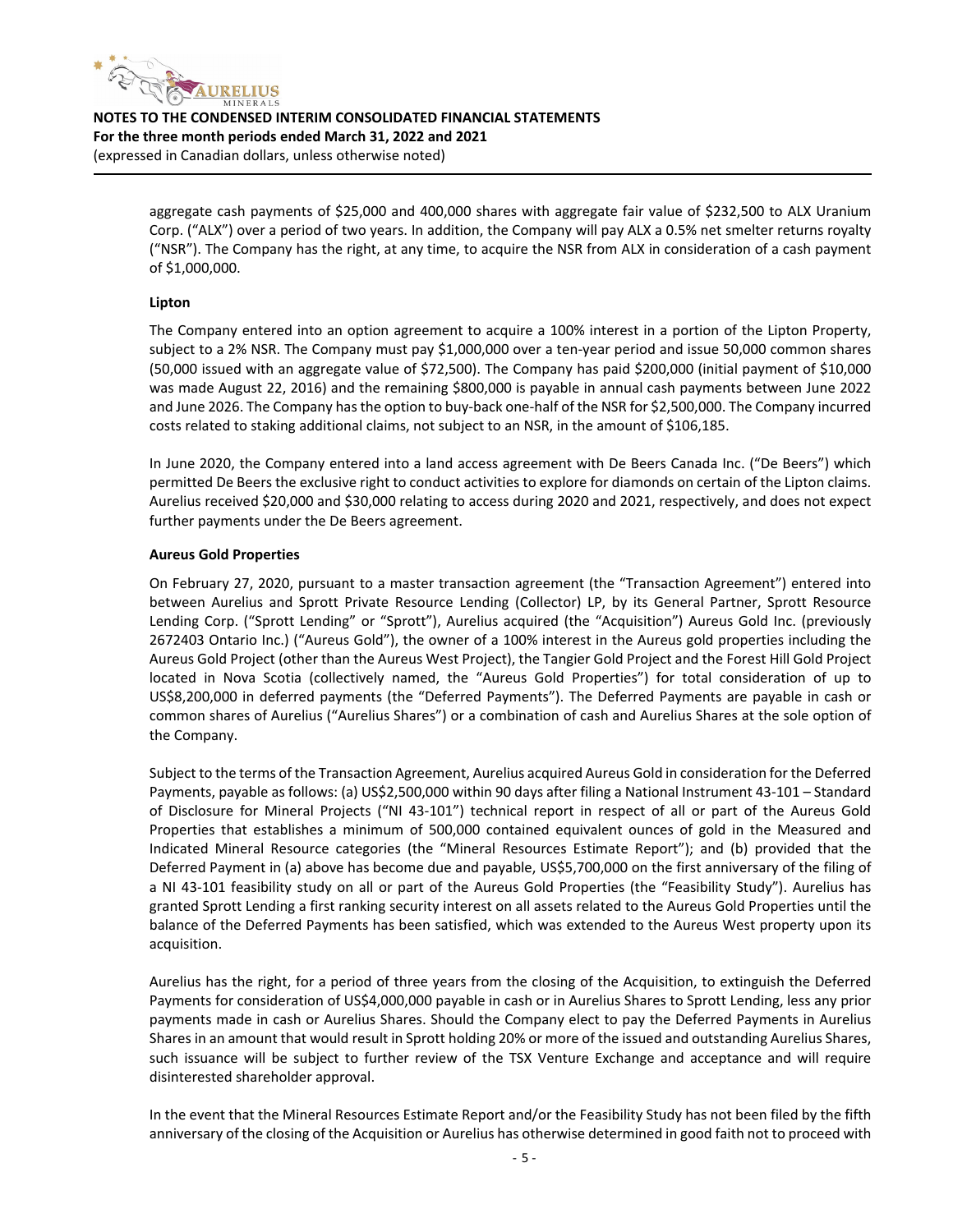aggregate cash payments of $25,000 and 400,000 shares with aggregate fair value of $232,500 to ALX Uranium Corp. ("ALX") over a period of two years. In addition, the Company will pay ALX a 0.5% net smelter returns royalty ("NSR"). The Company has the right, at any time, to acquire the NSR from ALX in consideration of a cash payment of $1,000,000.

**Lipton**

The Company entered into an option agreement to acquire a 100% interest in a portion of the Lipton Property, subject to a 2% NSR. The Company must pay $1,000,000 over a ten-year period and issue 50,000 common shares (50,000 issued with an aggregate value of $72,500). The Company has paid $200,000 (initial payment of $10,000 was made August 22, 2016) and the remaining $800,000 is payable in annual cash payments between June 2022 and June 2026. The Company has the option to buy-back one-half of the NSR for $2,500,000. The Company incurred costs related to staking additional claims, not subject to an NSR, in the amount of $106,185.

In June 2020, the Company entered into a land access agreement with De Beers Canada Inc. ("De Beers") which permitted De Beers the exclusive right to conduct activities to explore for diamonds on certain of the Lipton claims. Aurelius received $20,000 and $30,000 relating to access during 2020 and 2021, respectively, and does not expect further payments under the De Beers agreement.

**Aureus Gold Properties**

On February 27, 2020, pursuant to a master transaction agreement (the "Transaction Agreement") entered into between Aurelius and Sprott Private Resource Lending (Collector) LP, by its General Partner, Sprott Resource Lending Corp. ("Sprott Lending" or "Sprott"), Aurelius acquired (the "Acquisition") Aureus Gold Inc. (previously 2672403 Ontario Inc.) ("Aureus Gold"), the owner of a 100% interest in the Aureus gold properties including the Aureus Gold Project (other than the Aureus West Project), the Tangier Gold Project and the Forest Hill Gold Project located in Nova Scotia (collectively named, the "Aureus Gold Properties") for total consideration of up to US$8,200,000 in deferred payments (the "Deferred Payments"). The Deferred Payments are payable in cash or common shares of Aurelius ("Aurelius Shares") or a combination of cash and Aurelius Shares at the sole option of the Company.

Subject to the terms of the Transaction Agreement, Aurelius acquired Aureus Gold in consideration for the Deferred Payments, payable as follows: (a) US$2,500,000 within 90 days after filing a National Instrument 43-101 – Standard of Disclosure for Mineral Projects ("NI 43-101") technical report in respect of all or part of the Aureus Gold Properties that establishes a minimum of 500,000 contained equivalent ounces of gold in the Measured and Indicated Mineral Resource categories (the "Mineral Resources Estimate Report"); and (b) provided that the Deferred Payment in (a) above has become due and payable, US$5,700,000 on the first anniversary of the filing of a NI 43-101 feasibility study on all or part of the Aureus Gold Properties (the "Feasibility Study"). Aurelius has granted Sprott Lending a first ranking security interest on all assets related to the Aureus Gold Properties until the balance of the Deferred Payments has been satisfied, which was extended to the Aureus West property upon its acquisition.

Aurelius has the right, for a period of three years from the closing of the Acquisition, to extinguish the Deferred Payments for consideration of US$4,000,000 payable in cash or in Aurelius Shares to Sprott Lending, less any prior payments made in cash or Aurelius Shares. Should the Company elect to pay the Deferred Payments in Aurelius Shares in an amount that would result in Sprott holding 20% or more of the issued and outstanding Aurelius Shares, such issuance will be subject to further review of the TSX Venture Exchange and acceptance and will require disinterested shareholder approval.

In the event that the Mineral Resources Estimate Report and/or the Feasibility Study has not been filed by the fifth anniversary of the closing of the Acquisition or Aurelius has otherwise determined in good faith not to proceed with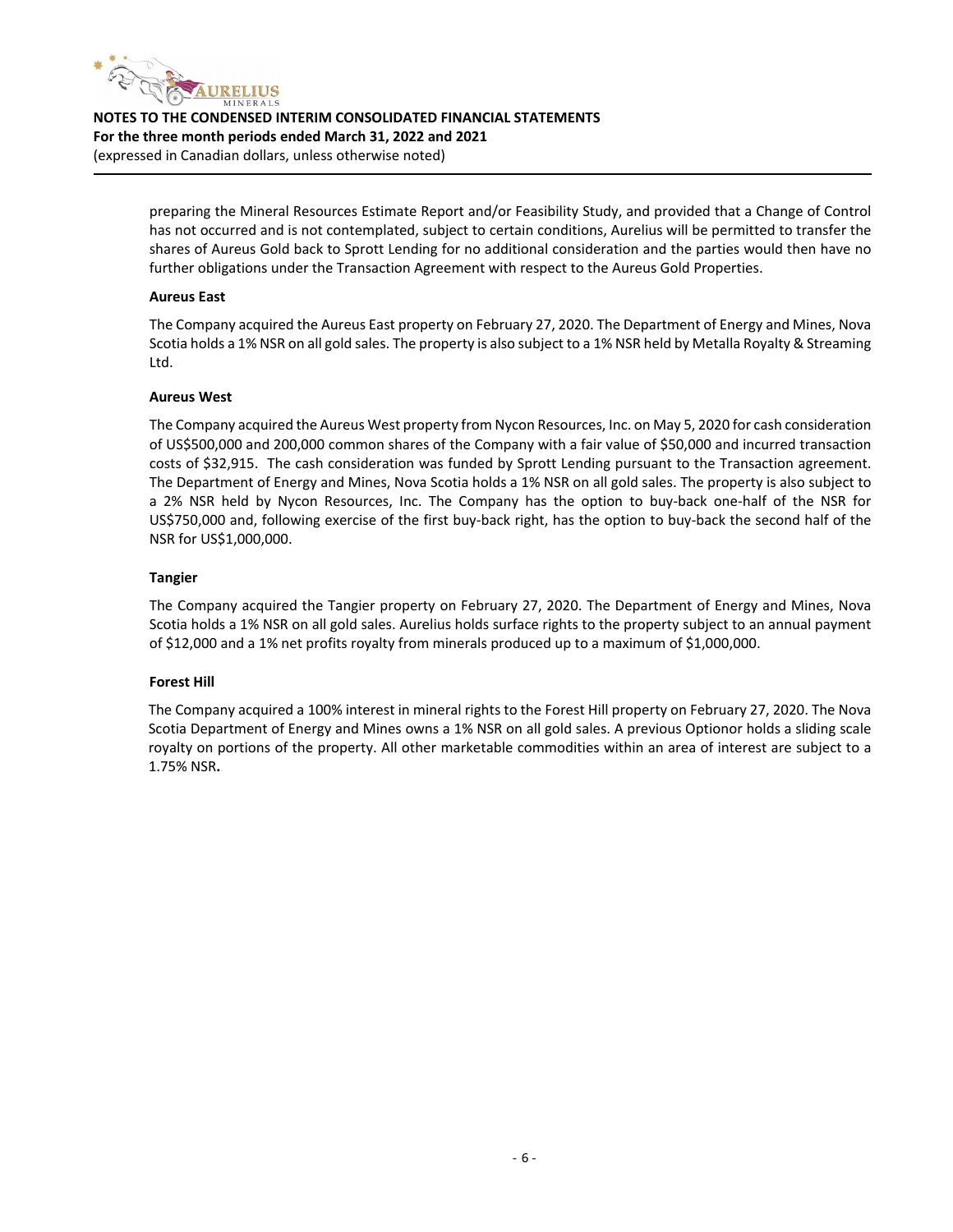preparing the Mineral Resources Estimate Report and/or Feasibility Study, and provided that a Change of Control has not occurred and is not contemplated, subject to certain conditions, Aurelius will be permitted to transfer the shares of Aureus Gold back to Sprott Lending for no additional consideration and the parties would then have no further obligations under the Transaction Agreement with respect to the Aureus Gold Properties.

**Aureus East**

The Company acquired the Aureus East property on February 27, 2020. The Department of Energy and Mines, Nova Scotia holds a 1% NSR on all gold sales. The property is also subject to a 1% NSR held by Metalla Royalty & Streaming Ltd.

**Aureus West**

The Company acquired the Aureus West property from Nycon Resources, Inc. on May 5, 2020 for cash consideration of US$500,000 and 200,000 common shares of the Company with a fair value of $50,000 and incurred transaction costs of $32,915. The cash consideration was funded by Sprott Lending pursuant to the Transaction agreement. The Department of Energy and Mines, Nova Scotia holds a 1% NSR on all gold sales. The property is also subject to a 2% NSR held by Nycon Resources, Inc. The Company has the option to buy-back one-half of the NSR for US$750,000 and, following exercise of the first buy-back right, has the option to buy-back the second half of the NSR for US$1,000,000.

**Tangier**

The Company acquired the Tangier property on February 27, 2020. The Department of Energy and Mines, Nova Scotia holds a 1% NSR on all gold sales. Aurelius holds surface rights to the property subject to an annual payment of $12,000 and a 1% net profits royalty from minerals produced up to a maximum of $1,000,000.

**Forest Hill**

The Company acquired a 100% interest in mineral rights to the Forest Hill property on February 27, 2020. The Nova Scotia Department of Energy and Mines owns a 1% NSR on all gold sales. A previous Optionor holds a sliding scale royalty on portions of the property. All other marketable commodities within an area of interest are subject to a 1.75% NSR.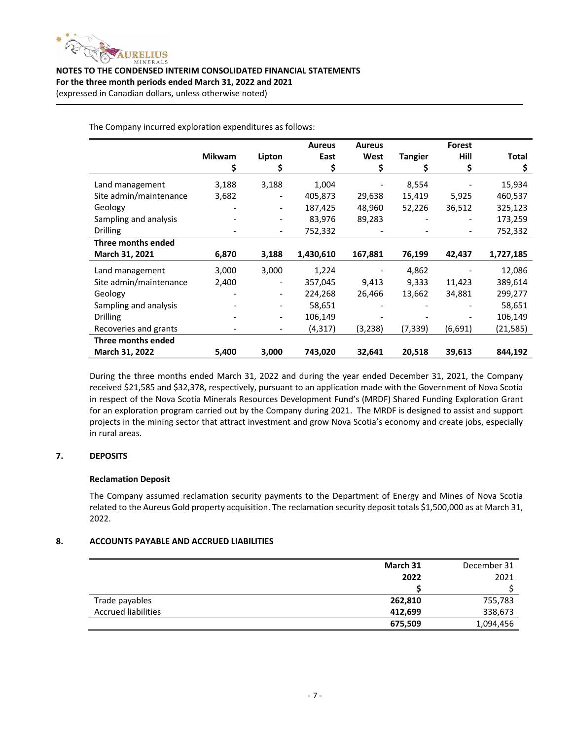The Company incurred exploration expenditures as follows:

| | Mikwam<br>$ | Lipton<br>$ | Aureus East<br>$ | Aureus West<br>$ | Tangier<br>$ | Forest Hill<br>$ | Total<br>$ |
|---|---|---|---|---|---|---|---|
| Land management | 3,188 | 3,188 | 1,004 | - | 8,554 | - | 15,934 |
| Site admin/maintenance | 3,682 | - | 405,873 | 29,638 | 15,419 | 5,925 | 460,537 |
| Geology | - | - | 187,425 | 48,960 | 52,226 | 36,512 | 325,123 |
| Sampling and analysis | - | - | 83,976 | 89,283 | - | - | 173,259 |
| Drilling | - | - | 752,332 | - | - | - | 752,332 |
| **Three months ended March 31, 2021** | **6,870** | **3,188** | **1,430,610** | **167,881** | **76,199** | **42,437** | **1,727,185** |
| Land management | 3,000 | 3,000 | 1,224 | - | 4,862 | - | 12,086 |
| Site admin/maintenance | 2,400 | - | 357,045 | 9,413 | 9,333 | 11,423 | 389,614 |
| Geology | - | - | 224,268 | 26,466 | 13,662 | 34,881 | 299,277 |
| Sampling and analysis | - | - | 58,651 | - | - | - | 58,651 |
| Drilling | - | - | 106,149 | - | - | - | 106,149 |
| Recoveries and grants | - | - | (4,317) | (3,238) | (7,339) | (6,691) | (21,585) |
| **Three months ended March 31, 2022** | **5,400** | **3,000** | **743,020** | **32,641** | **20,518** | **39,613** | **844,192** |

During the three months ended March 31, 2022 and during the year ended December 31, 2021, the Company received $21,585 and $32,378, respectively, pursuant to an application made with the Government of Nova Scotia in respect of the Nova Scotia Minerals Resources Development Fund's (MRDF) Shared Funding Exploration Grant for an exploration program carried out by the Company during 2021. The MRDF is designed to assist and support projects in the mining sector that attract investment and grow Nova Scotia's economy and create jobs, especially in rural areas.

## 7. DEPOSITS

### Reclamation Deposit

The Company assumed reclamation security payments to the Department of Energy and Mines of Nova Scotia related to the Aureus Gold property acquisition. The reclamation security deposit totals $1,500,000 as at March 31, 2022.

## 8. ACCOUNTS PAYABLE AND ACCRUED LIABILITIES

| | **March 31 2022 $** | December 31 2021 $ |
|---|---|---|
| Trade payables | **262,810** | 755,783 |
| Accrued liabilities | **412,699** | 338,673 |
| | **675,509** | 1,094,456 |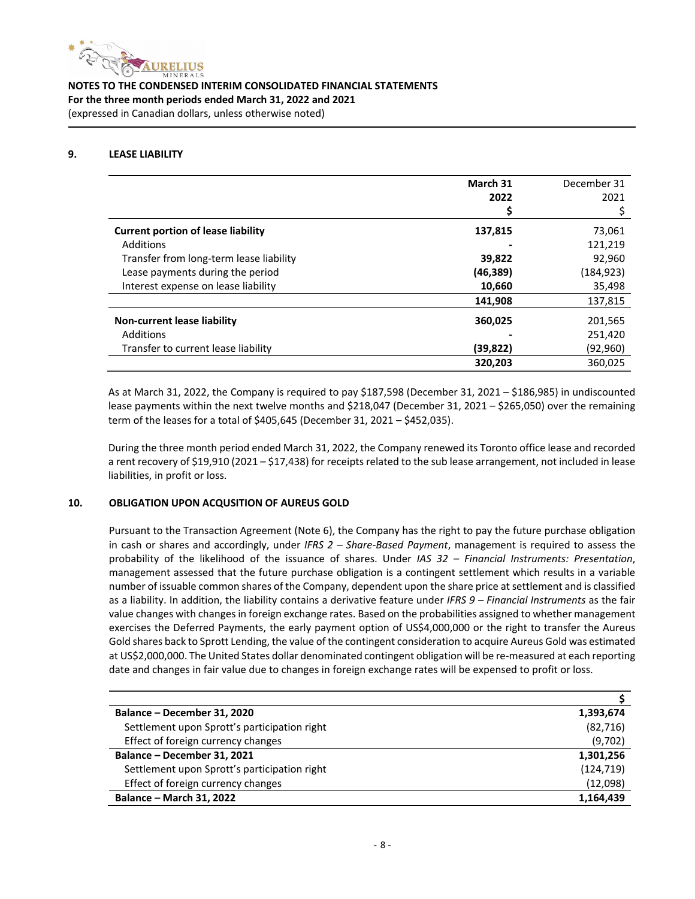## 9. LEASE LIABILITY

| | **March 31 2022 $** | December 31 2021 $ |
|---|---|---|
| **Current portion of lease liability** | **137,815** | 73,061 |
| Additions | **-** | 121,219 |
| Transfer from long-term lease liability | **39,822** | 92,960 |
| Lease payments during the period | **(46,389)** | (184,923) |
| Interest expense on lease liability | **10,660** | 35,498 |
| | **141,908** | 137,815 |
| **Non-current lease liability** | **360,025** | 201,565 |
| Additions | **-** | 251,420 |
| Transfer to current lease liability | **(39,822)** | (92,960) |
| | **320,203** | 360,025 |

As at March 31, 2022, the Company is required to pay $187,598 (December 31, 2021 – $186,985) in undiscounted lease payments within the next twelve months and $218,047 (December 31, 2021 – $265,050) over the remaining term of the leases for a total of $405,645 (December 31, 2021 – $452,035).

During the three month period ended March 31, 2022, the Company renewed its Toronto office lease and recorded a rent recovery of $19,910 (2021 – $17,438) for receipts related to the sub lease arrangement, not included in lease liabilities, in profit or loss.

## 10. OBLIGATION UPON ACQUSITION OF AUREUS GOLD

Pursuant to the Transaction Agreement (Note 6), the Company has the right to pay the future purchase obligation in cash or shares and accordingly, under *IFRS 2 – Share-Based Payment*, management is required to assess the probability of the likelihood of the issuance of shares. Under *IAS 32 – Financial Instruments: Presentation*, management assessed that the future purchase obligation is a contingent settlement which results in a variable number of issuable common shares of the Company, dependent upon the share price at settlement and is classified as a liability. In addition, the liability contains a derivative feature under *IFRS 9 – Financial Instruments* as the fair value changes with changes in foreign exchange rates. Based on the probabilities assigned to whether management exercises the Deferred Payments, the early payment option of US$4,000,000 or the right to transfer the Aureus Gold shares back to Sprott Lending, the value of the contingent consideration to acquire Aureus Gold was estimated at US$2,000,000. The United States dollar denominated contingent obligation will be re-measured at each reporting date and changes in fair value due to changes in foreign exchange rates will be expensed to profit or loss.

| | $ |
|---|---|
| **Balance – December 31, 2020** | **1,393,674** |
| Settlement upon Sprott's participation right | (82,716) |
| Effect of foreign currency changes | (9,702) |
| **Balance – December 31, 2021** | **1,301,256** |
| Settlement upon Sprott's participation right | (124,719) |
| Effect of foreign currency changes | (12,098) |
| **Balance – March 31, 2022** | **1,164,439** |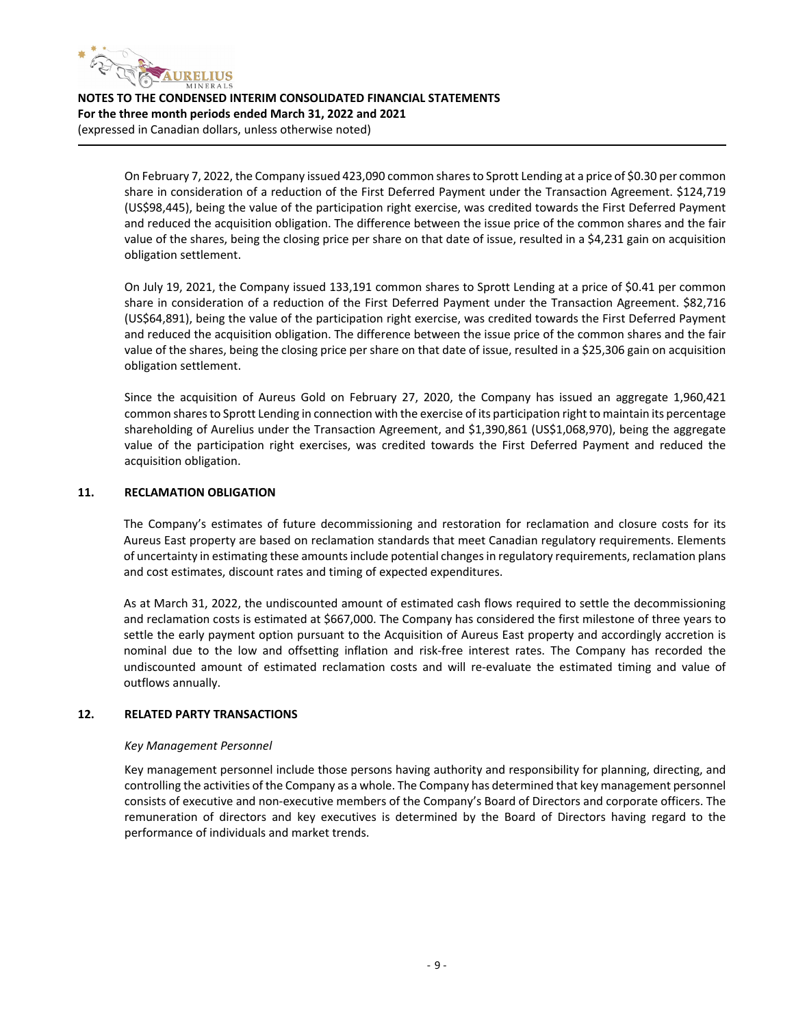On February 7, 2022, the Company issued 423,090 common shares to Sprott Lending at a price of $0.30 per common share in consideration of a reduction of the First Deferred Payment under the Transaction Agreement. $124,719 (US$98,445), being the value of the participation right exercise, was credited towards the First Deferred Payment and reduced the acquisition obligation. The difference between the issue price of the common shares and the fair value of the shares, being the closing price per share on that date of issue, resulted in a $4,231 gain on acquisition obligation settlement.

On July 19, 2021, the Company issued 133,191 common shares to Sprott Lending at a price of $0.41 per common share in consideration of a reduction of the First Deferred Payment under the Transaction Agreement. $82,716 (US$64,891), being the value of the participation right exercise, was credited towards the First Deferred Payment and reduced the acquisition obligation. The difference between the issue price of the common shares and the fair value of the shares, being the closing price per share on that date of issue, resulted in a $25,306 gain on acquisition obligation settlement.

Since the acquisition of Aureus Gold on February 27, 2020, the Company has issued an aggregate 1,960,421 common shares to Sprott Lending in connection with the exercise of its participation right to maintain its percentage shareholding of Aurelius under the Transaction Agreement, and $1,390,861 (US$1,068,970), being the aggregate value of the participation right exercises, was credited towards the First Deferred Payment and reduced the acquisition obligation.

## 11. RECLAMATION OBLIGATION

The Company's estimates of future decommissioning and restoration for reclamation and closure costs for its Aureus East property are based on reclamation standards that meet Canadian regulatory requirements. Elements of uncertainty in estimating these amounts include potential changes in regulatory requirements, reclamation plans and cost estimates, discount rates and timing of expected expenditures.

As at March 31, 2022, the undiscounted amount of estimated cash flows required to settle the decommissioning and reclamation costs is estimated at $667,000. The Company has considered the first milestone of three years to settle the early payment option pursuant to the Acquisition of Aureus East property and accordingly accretion is nominal due to the low and offsetting inflation and risk-free interest rates. The Company has recorded the undiscounted amount of estimated reclamation costs and will re-evaluate the estimated timing and value of outflows annually.

## 12. RELATED PARTY TRANSACTIONS

*Key Management Personnel*

Key management personnel include those persons having authority and responsibility for planning, directing, and controlling the activities of the Company as a whole. The Company has determined that key management personnel consists of executive and non-executive members of the Company's Board of Directors and corporate officers. The remuneration of directors and key executives is determined by the Board of Directors having regard to the performance of individuals and market trends.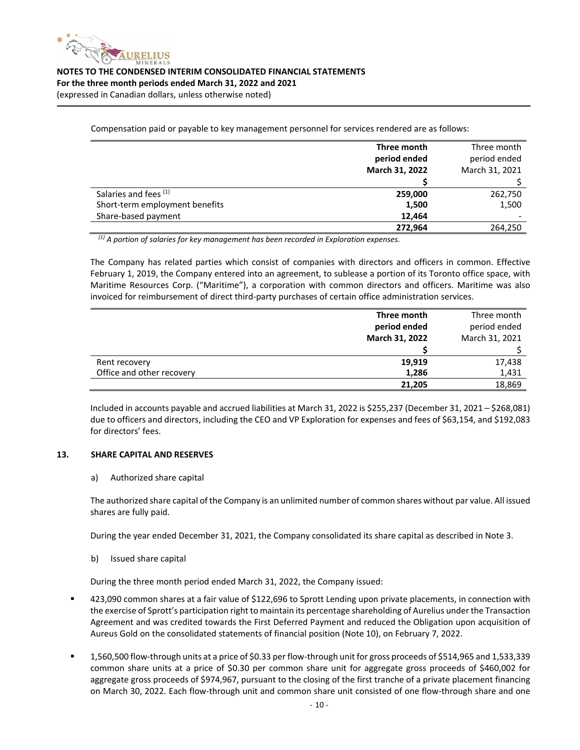Compensation paid or payable to key management personnel for services rendered are as follows:

| | **Three month period ended March 31, 2022** | Three month period ended March 31, 2021 |
|---|---|---|
| | **$** | $ |
| Salaries and fees [(1)] | **259,000** | 262,750 |
| Short-term employment benefits | **1,500** | 1,500 |
| Share-based payment | **12,464** | - |
| | **272,964** | 264,250 |

*[(1)] A portion of salaries for key management has been recorded in Exploration expenses.*

The Company has related parties which consist of companies with directors and officers in common. Effective February 1, 2019, the Company entered into an agreement, to sublease a portion of its Toronto office space, with Maritime Resources Corp. ("Maritime"), a corporation with common directors and officers. Maritime was also invoiced for reimbursement of direct third-party purchases of certain office administration services.

| | **Three month period ended March 31, 2022** | Three month period ended March 31, 2021 |
|---|---|---|
| | **$** | $ |
| Rent recovery | **19,919** | 17,438 |
| Office and other recovery | **1,286** | 1,431 |
| | **21,205** | 18,869 |

Included in accounts payable and accrued liabilities at March 31, 2022 is $255,237 (December 31, 2021 – $268,081) due to officers and directors, including the CEO and VP Exploration for expenses and fees of $63,154, and $192,083 for directors' fees.

## 13. SHARE CAPITAL AND RESERVES

a) Authorized share capital

The authorized share capital of the Company is an unlimited number of common shares without par value. All issued shares are fully paid.

During the year ended December 31, 2021, the Company consolidated its share capital as described in Note 3.

b) Issued share capital

During the three month period ended March 31, 2022, the Company issued:

- 423,090 common shares at a fair value of $122,696 to Sprott Lending upon private placements, in connection with the exercise of Sprott's participation right to maintain its percentage shareholding of Aurelius under the Transaction Agreement and was credited towards the First Deferred Payment and reduced the Obligation upon acquisition of Aureus Gold on the consolidated statements of financial position (Note 10), on February 7, 2022.

- 1,560,500 flow-through units at a price of $0.33 per flow-through unit for gross proceeds of $514,965 and 1,533,339 common share units at a price of $0.30 per common share unit for aggregate gross proceeds of $460,002 for aggregate gross proceeds of $974,967, pursuant to the closing of the first tranche of a private placement financing on March 30, 2022. Each flow-through unit and common share unit consisted of one flow-through share and one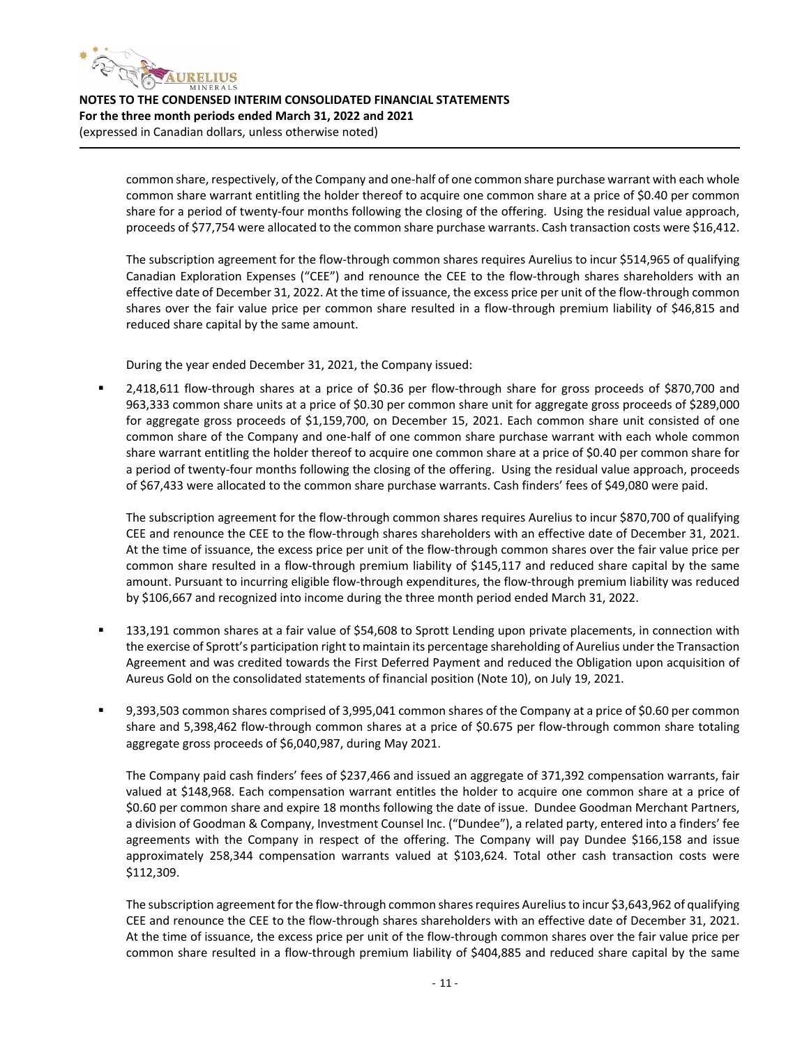common share, respectively, of the Company and one-half of one common share purchase warrant with each whole common share warrant entitling the holder thereof to acquire one common share at a price of $0.40 per common share for a period of twenty-four months following the closing of the offering. Using the residual value approach, proceeds of $77,754 were allocated to the common share purchase warrants. Cash transaction costs were $16,412.

The subscription agreement for the flow-through common shares requires Aurelius to incur $514,965 of qualifying Canadian Exploration Expenses ("CEE") and renounce the CEE to the flow-through shares shareholders with an effective date of December 31, 2022. At the time of issuance, the excess price per unit of the flow-through common shares over the fair value price per common share resulted in a flow-through premium liability of $46,815 and reduced share capital by the same amount.

During the year ended December 31, 2021, the Company issued:

- 2,418,611 flow-through shares at a price of $0.36 per flow-through share for gross proceeds of $870,700 and 963,333 common share units at a price of $0.30 per common share unit for aggregate gross proceeds of $289,000 for aggregate gross proceeds of $1,159,700, on December 15, 2021. Each common share unit consisted of one common share of the Company and one-half of one common share purchase warrant with each whole common share warrant entitling the holder thereof to acquire one common share at a price of $0.40 per common share for a period of twenty-four months following the closing of the offering. Using the residual value approach, proceeds of $67,433 were allocated to the common share purchase warrants. Cash finders' fees of $49,080 were paid.

  The subscription agreement for the flow-through common shares requires Aurelius to incur $870,700 of qualifying CEE and renounce the CEE to the flow-through shares shareholders with an effective date of December 31, 2021. At the time of issuance, the excess price per unit of the flow-through common shares over the fair value price per common share resulted in a flow-through premium liability of $145,117 and reduced share capital by the same amount. Pursuant to incurring eligible flow-through expenditures, the flow-through premium liability was reduced by $106,667 and recognized into income during the three month period ended March 31, 2022.

- 133,191 common shares at a fair value of $54,608 to Sprott Lending upon private placements, in connection with the exercise of Sprott's participation right to maintain its percentage shareholding of Aurelius under the Transaction Agreement and was credited towards the First Deferred Payment and reduced the Obligation upon acquisition of Aureus Gold on the consolidated statements of financial position (Note 10), on July 19, 2021.

- 9,393,503 common shares comprised of 3,995,041 common shares of the Company at a price of $0.60 per common share and 5,398,462 flow-through common shares at a price of $0.675 per flow-through common share totaling aggregate gross proceeds of $6,040,987, during May 2021.

  The Company paid cash finders' fees of $237,466 and issued an aggregate of 371,392 compensation warrants, fair valued at $148,968. Each compensation warrant entitles the holder to acquire one common share at a price of $0.60 per common share and expire 18 months following the date of issue. Dundee Goodman Merchant Partners, a division of Goodman & Company, Investment Counsel Inc. ("Dundee"), a related party, entered into a finders' fee agreements with the Company in respect of the offering. The Company will pay Dundee $166,158 and issue approximately 258,344 compensation warrants valued at $103,624. Total other cash transaction costs were $112,309.

  The subscription agreement for the flow-through common shares requires Aurelius to incur $3,643,962 of qualifying CEE and renounce the CEE to the flow-through shares shareholders with an effective date of December 31, 2021. At the time of issuance, the excess price per unit of the flow-through common shares over the fair value price per common share resulted in a flow-through premium liability of $404,885 and reduced share capital by the same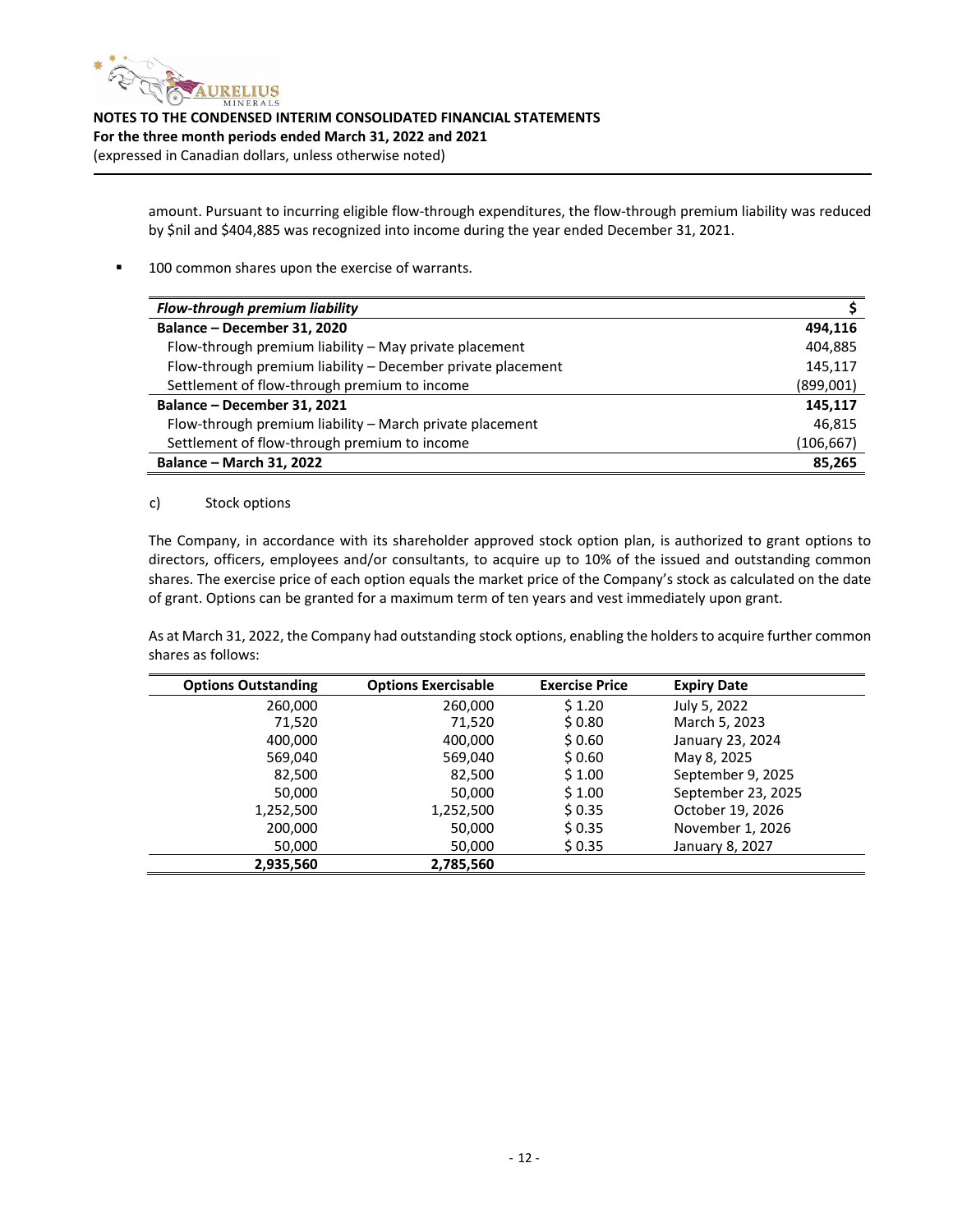amount. Pursuant to incurring eligible flow-through expenditures, the flow-through premium liability was reduced by $nil and $404,885 was recognized into income during the year ended December 31, 2021.

- 100 common shares upon the exercise of warrants.

| ***Flow-through premium liability*** | **$** |
|---|---|
| **Balance – December 31, 2020** | **494,116** |
| Flow-through premium liability – May private placement | 404,885 |
| Flow-through premium liability – December private placement | 145,117 |
| Settlement of flow-through premium to income | (899,001) |
| **Balance – December 31, 2021** | **145,117** |
| Flow-through premium liability – March private placement | 46,815 |
| Settlement of flow-through premium to income | (106,667) |
| **Balance – March 31, 2022** | **85,265** |

c) Stock options

The Company, in accordance with its shareholder approved stock option plan, is authorized to grant options to directors, officers, employees and/or consultants, to acquire up to 10% of the issued and outstanding common shares. The exercise price of each option equals the market price of the Company's stock as calculated on the date of grant. Options can be granted for a maximum term of ten years and vest immediately upon grant.

As at March 31, 2022, the Company had outstanding stock options, enabling the holders to acquire further common shares as follows:

| Options Outstanding | Options Exercisable | Exercise Price | Expiry Date |
|---|---|---|---|
| 260,000 | 260,000 | $ 1.20 | July 5, 2022 |
| 71,520 | 71,520 | $ 0.80 | March 5, 2023 |
| 400,000 | 400,000 | $ 0.60 | January 23, 2024 |
| 569,040 | 569,040 | $ 0.60 | May 8, 2025 |
| 82,500 | 82,500 | $ 1.00 | September 9, 2025 |
| 50,000 | 50,000 | $ 1.00 | September 23, 2025 |
| 1,252,500 | 1,252,500 | $ 0.35 | October 19, 2026 |
| 200,000 | 50,000 | $ 0.35 | November 1, 2026 |
| 50,000 | 50,000 | $ 0.35 | January 8, 2027 |
| **2,935,560** | **2,785,560** | | |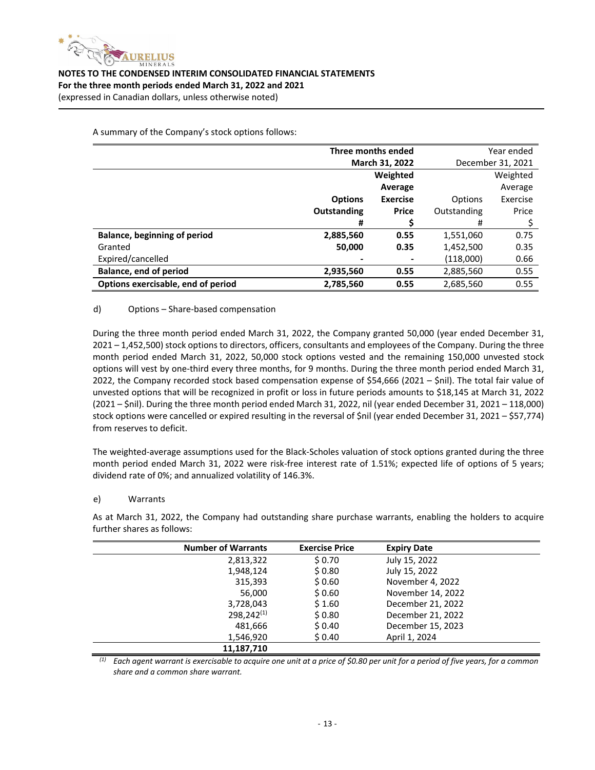A summary of the Company's stock options follows:

| | Three months ended March 31, 2022 | | Year ended December 31, 2021 | |
|---|---|---|---|---|
| | **Options Outstanding** | **Weighted Average Exercise Price** | Options Outstanding | Weighted Average Exercise Price |
| | **#** | **$** | # | $ |
| **Balance, beginning of period** | **2,885,560** | **0.55** | 1,551,060 | 0.75 |
| Granted | **50,000** | **0.35** | 1,452,500 | 0.35 |
| Expired/cancelled | **-** | **-** | (118,000) | 0.66 |
| **Balance, end of period** | **2,935,560** | **0.55** | 2,885,560 | 0.55 |
| **Options exercisable, end of period** | **2,785,560** | **0.55** | 2,685,560 | 0.55 |

d) Options – Share-based compensation

During the three month period ended March 31, 2022, the Company granted 50,000 (year ended December 31, 2021 – 1,452,500) stock options to directors, officers, consultants and employees of the Company. During the three month period ended March 31, 2022, 50,000 stock options vested and the remaining 150,000 unvested stock options will vest by one-third every three months, for 9 months. During the three month period ended March 31, 2022, the Company recorded stock based compensation expense of $54,666 (2021 – $nil). The total fair value of unvested options that will be recognized in profit or loss in future periods amounts to $18,145 at March 31, 2022 (2021 – $nil). During the three month period ended March 31, 2022, nil (year ended December 31, 2021 – 118,000) stock options were cancelled or expired resulting in the reversal of $nil (year ended December 31, 2021 – $57,774) from reserves to deficit.

The weighted-average assumptions used for the Black-Scholes valuation of stock options granted during the three month period ended March 31, 2022 were risk-free interest rate of 1.51%; expected life of options of 5 years; dividend rate of 0%; and annualized volatility of 146.3%.

e) Warrants

As at March 31, 2022, the Company had outstanding share purchase warrants, enabling the holders to acquire further shares as follows:

| Number of Warrants | Exercise Price | Expiry Date |
|---|---|---|
| 2,813,322 | $ 0.70 | July 15, 2022 |
| 1,948,124 | $ 0.80 | July 15, 2022 |
| 315,393 | $ 0.60 | November 4, 2022 |
| 56,000 | $ 0.60 | November 14, 2022 |
| 3,728,043 | $ 1.60 | December 21, 2022 |
| 298,242[(1)] | $ 0.80 | December 21, 2022 |
| 481,666 | $ 0.40 | December 15, 2023 |
| 1,546,920 | $ 0.40 | April 1, 2024 |
| **11,187,710** | | |

*(1) Each agent warrant is exercisable to acquire one unit at a price of $0.80 per unit for a period of five years, for a common share and a common share warrant.*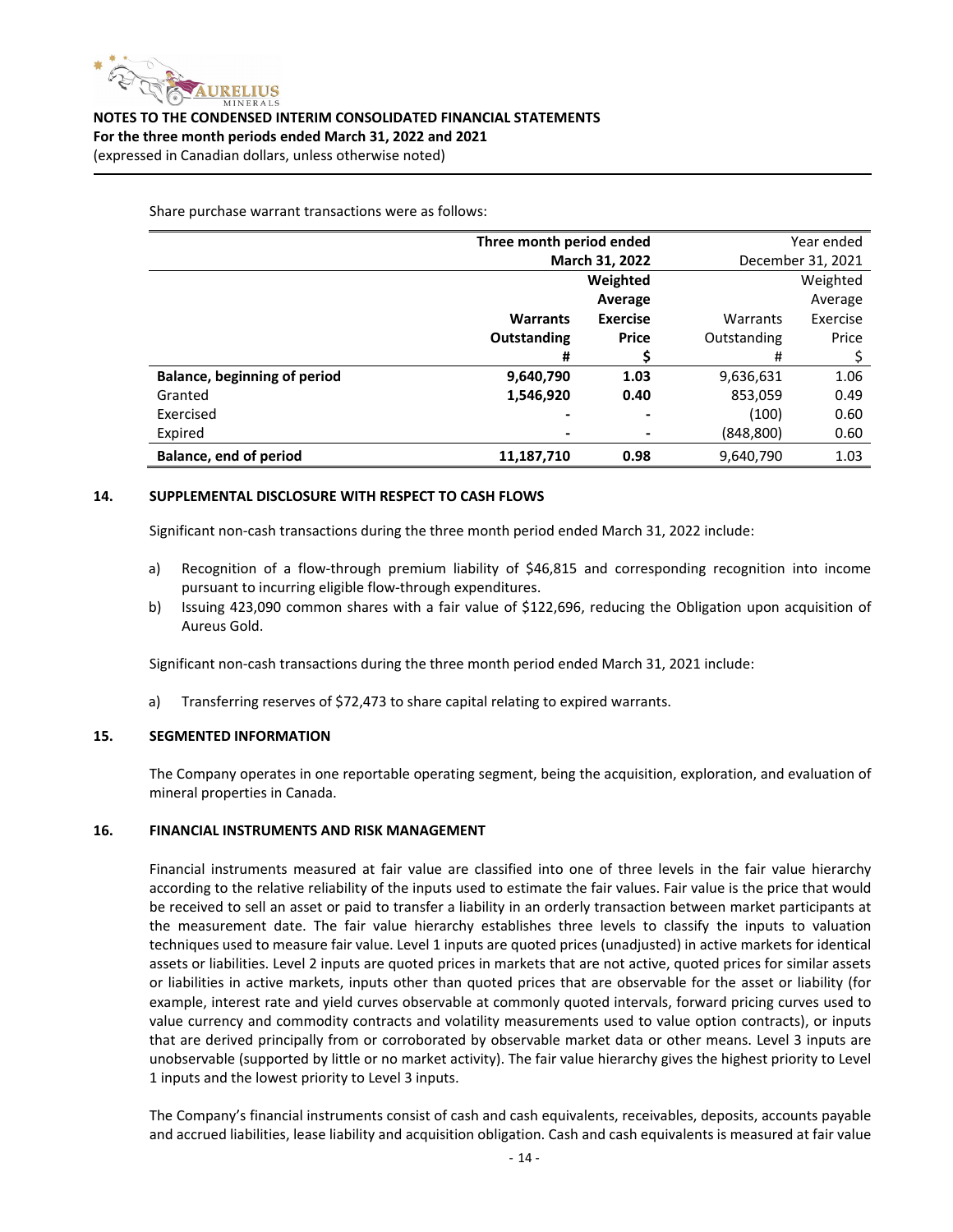Share purchase warrant transactions were as follows:

| | **Three month period ended March 31, 2022** | | Year ended December 31, 2021 | |
|---|---|---|---|---|
| | **Warrants Outstanding** | **Weighted Average Exercise Price** | Warrants Outstanding | Weighted Average Exercise Price |
| | **#** | **$** | # | $ |
| **Balance, beginning of period** | **9,640,790** | **1.03** | 9,636,631 | 1.06 |
| Granted | **1,546,920** | **0.40** | 853,059 | 0.49 |
| Exercised | **-** | **-** | (100) | 0.60 |
| Expired | **-** | **-** | (848,800) | 0.60 |
| **Balance, end of period** | **11,187,710** | **0.98** | 9,640,790 | 1.03 |

## 14. SUPPLEMENTAL DISCLOSURE WITH RESPECT TO CASH FLOWS

Significant non-cash transactions during the three month period ended March 31, 2022 include:

a) Recognition of a flow-through premium liability of $46,815 and corresponding recognition into income pursuant to incurring eligible flow-through expenditures.
b) Issuing 423,090 common shares with a fair value of $122,696, reducing the Obligation upon acquisition of Aureus Gold.

Significant non-cash transactions during the three month period ended March 31, 2021 include:

a) Transferring reserves of $72,473 to share capital relating to expired warrants.

## 15. SEGMENTED INFORMATION

The Company operates in one reportable operating segment, being the acquisition, exploration, and evaluation of mineral properties in Canada.

## 16. FINANCIAL INSTRUMENTS AND RISK MANAGEMENT

Financial instruments measured at fair value are classified into one of three levels in the fair value hierarchy according to the relative reliability of the inputs used to estimate the fair values. Fair value is the price that would be received to sell an asset or paid to transfer a liability in an orderly transaction between market participants at the measurement date. The fair value hierarchy establishes three levels to classify the inputs to valuation techniques used to measure fair value. Level 1 inputs are quoted prices (unadjusted) in active markets for identical assets or liabilities. Level 2 inputs are quoted prices in markets that are not active, quoted prices for similar assets or liabilities in active markets, inputs other than quoted prices that are observable for the asset or liability (for example, interest rate and yield curves observable at commonly quoted intervals, forward pricing curves used to value currency and commodity contracts and volatility measurements used to value option contracts), or inputs that are derived principally from or corroborated by observable market data or other means. Level 3 inputs are unobservable (supported by little or no market activity). The fair value hierarchy gives the highest priority to Level 1 inputs and the lowest priority to Level 3 inputs.

The Company's financial instruments consist of cash and cash equivalents, receivables, deposits, accounts payable and accrued liabilities, lease liability and acquisition obligation. Cash and cash equivalents is measured at fair value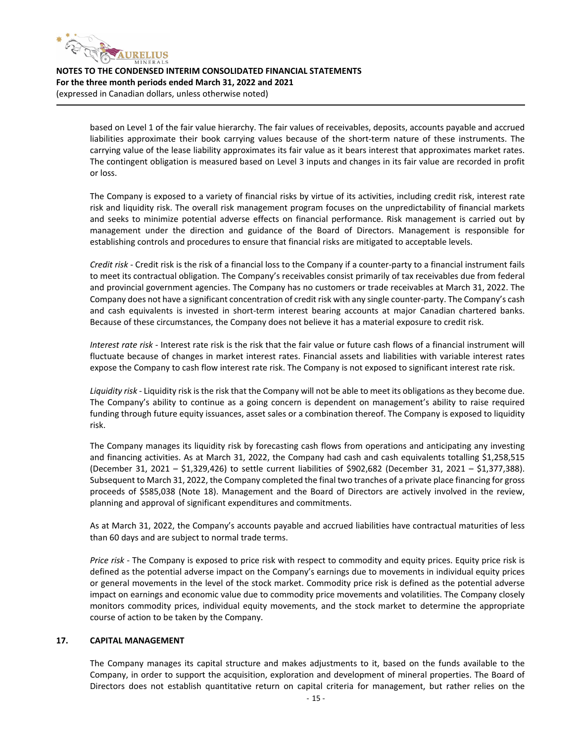based on Level 1 of the fair value hierarchy. The fair values of receivables, deposits, accounts payable and accrued liabilities approximate their book carrying values because of the short-term nature of these instruments. The carrying value of the lease liability approximates its fair value as it bears interest that approximates market rates. The contingent obligation is measured based on Level 3 inputs and changes in its fair value are recorded in profit or loss.

The Company is exposed to a variety of financial risks by virtue of its activities, including credit risk, interest rate risk and liquidity risk. The overall risk management program focuses on the unpredictability of financial markets and seeks to minimize potential adverse effects on financial performance. Risk management is carried out by management under the direction and guidance of the Board of Directors. Management is responsible for establishing controls and procedures to ensure that financial risks are mitigated to acceptable levels.

*Credit risk* - Credit risk is the risk of a financial loss to the Company if a counter-party to a financial instrument fails to meet its contractual obligation. The Company's receivables consist primarily of tax receivables due from federal and provincial government agencies. The Company has no customers or trade receivables at March 31, 2022. The Company does not have a significant concentration of credit risk with any single counter-party. The Company's cash and cash equivalents is invested in short-term interest bearing accounts at major Canadian chartered banks. Because of these circumstances, the Company does not believe it has a material exposure to credit risk.

*Interest rate risk* - Interest rate risk is the risk that the fair value or future cash flows of a financial instrument will fluctuate because of changes in market interest rates. Financial assets and liabilities with variable interest rates expose the Company to cash flow interest rate risk. The Company is not exposed to significant interest rate risk.

*Liquidity risk* - Liquidity risk is the risk that the Company will not be able to meet its obligations as they become due. The Company's ability to continue as a going concern is dependent on management's ability to raise required funding through future equity issuances, asset sales or a combination thereof. The Company is exposed to liquidity risk.

The Company manages its liquidity risk by forecasting cash flows from operations and anticipating any investing and financing activities. As at March 31, 2022, the Company had cash and cash equivalents totalling $1,258,515 (December 31, 2021 – $1,329,426) to settle current liabilities of $902,682 (December 31, 2021 – $1,377,388). Subsequent to March 31, 2022, the Company completed the final two tranches of a private place financing for gross proceeds of $585,038 (Note 18). Management and the Board of Directors are actively involved in the review, planning and approval of significant expenditures and commitments.

As at March 31, 2022, the Company's accounts payable and accrued liabilities have contractual maturities of less than 60 days and are subject to normal trade terms.

*Price risk* - The Company is exposed to price risk with respect to commodity and equity prices. Equity price risk is defined as the potential adverse impact on the Company's earnings due to movements in individual equity prices or general movements in the level of the stock market. Commodity price risk is defined as the potential adverse impact on earnings and economic value due to commodity price movements and volatilities. The Company closely monitors commodity prices, individual equity movements, and the stock market to determine the appropriate course of action to be taken by the Company.

## 17. CAPITAL MANAGEMENT

The Company manages its capital structure and makes adjustments to it, based on the funds available to the Company, in order to support the acquisition, exploration and development of mineral properties. The Board of Directors does not establish quantitative return on capital criteria for management, but rather relies on the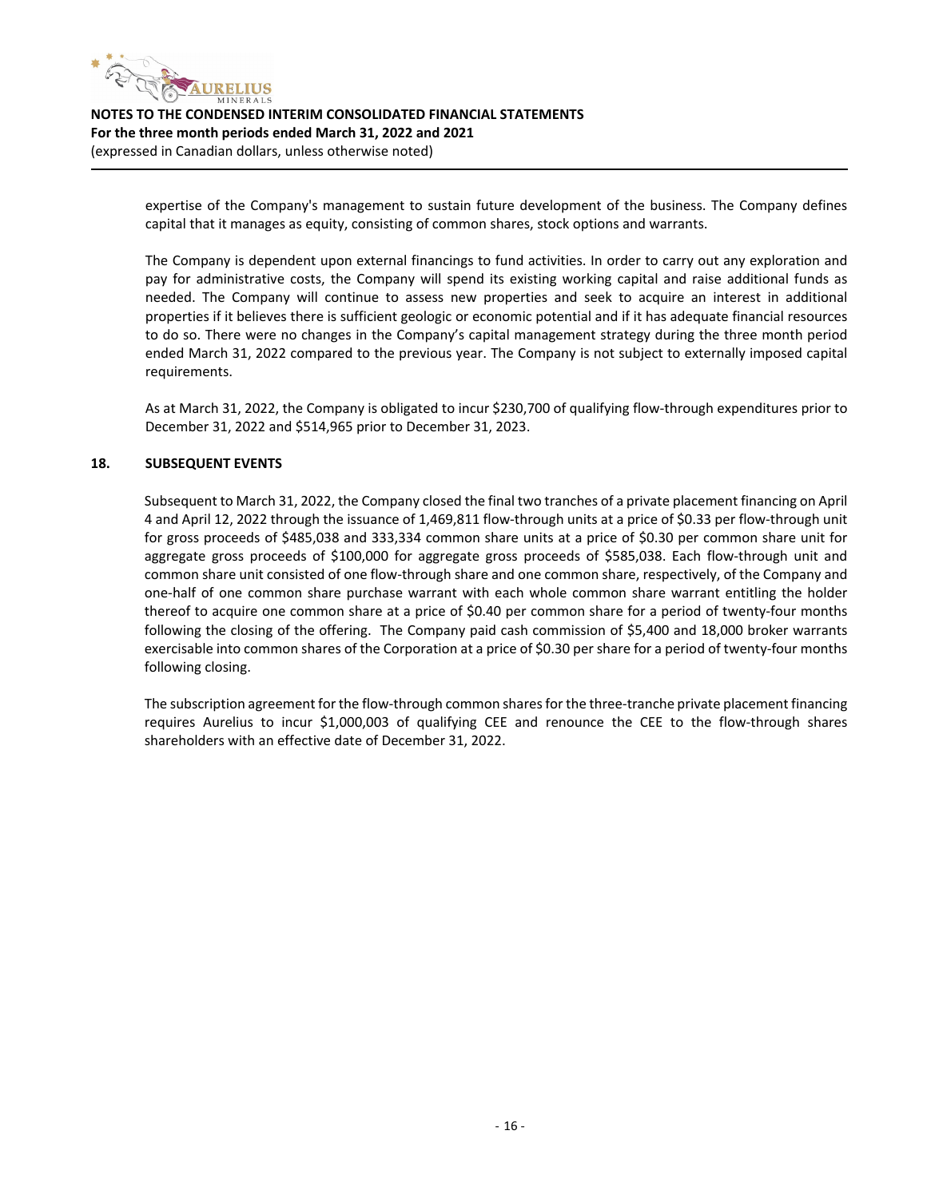expertise of the Company's management to sustain future development of the business. The Company defines capital that it manages as equity, consisting of common shares, stock options and warrants.

The Company is dependent upon external financings to fund activities. In order to carry out any exploration and pay for administrative costs, the Company will spend its existing working capital and raise additional funds as needed. The Company will continue to assess new properties and seek to acquire an interest in additional properties if it believes there is sufficient geologic or economic potential and if it has adequate financial resources to do so. There were no changes in the Company's capital management strategy during the three month period ended March 31, 2022 compared to the previous year. The Company is not subject to externally imposed capital requirements.

As at March 31, 2022, the Company is obligated to incur $230,700 of qualifying flow-through expenditures prior to December 31, 2022 and $514,965 prior to December 31, 2023.

## 18. SUBSEQUENT EVENTS

Subsequent to March 31, 2022, the Company closed the final two tranches of a private placement financing on April 4 and April 12, 2022 through the issuance of 1,469,811 flow-through units at a price of $0.33 per flow-through unit for gross proceeds of $485,038 and 333,334 common share units at a price of $0.30 per common share unit for aggregate gross proceeds of $100,000 for aggregate gross proceeds of $585,038. Each flow-through unit and common share unit consisted of one flow-through share and one common share, respectively, of the Company and one-half of one common share purchase warrant with each whole common share warrant entitling the holder thereof to acquire one common share at a price of $0.40 per common share for a period of twenty-four months following the closing of the offering. The Company paid cash commission of $5,400 and 18,000 broker warrants exercisable into common shares of the Corporation at a price of $0.30 per share for a period of twenty-four months following closing.

The subscription agreement for the flow-through common shares for the three-tranche private placement financing requires Aurelius to incur $1,000,003 of qualifying CEE and renounce the CEE to the flow-through shares shareholders with an effective date of December 31, 2022.